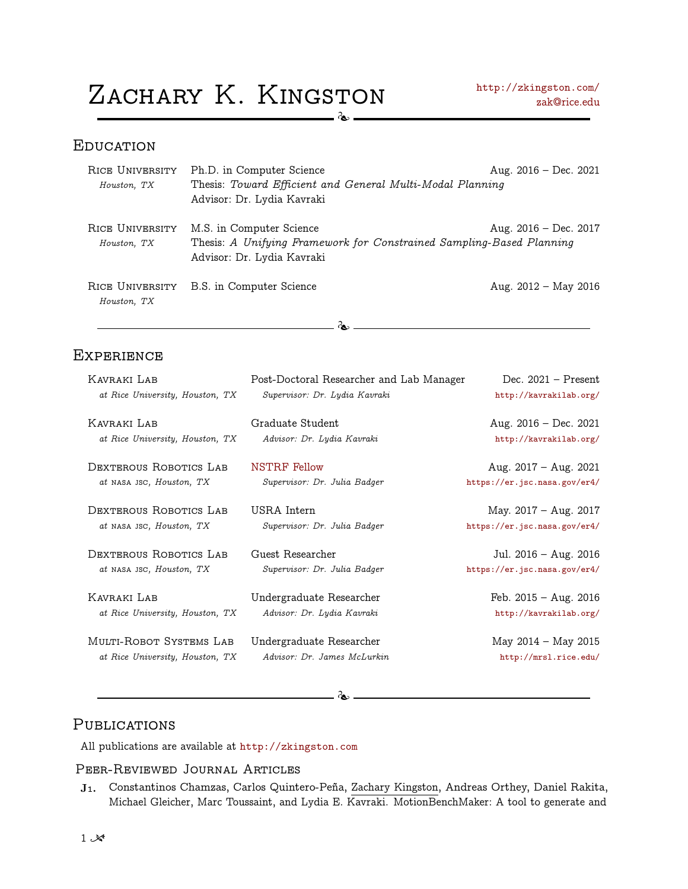# Zachary K. Kingston

http://zkingston.com/
zak@rice.edu

## Education

**Rice University** *Houston, TX* — Ph.D. in Computer Science — Aug. 2016 – Dec. 2021
Thesis: *Toward Efficient and General Multi-Modal Planning*
Advisor: Dr. Lydia Kavraki

**Rice University** *Houston, TX* — M.S. in Computer Science — Aug. 2016 – Dec. 2017
Thesis: *A Unifying Framework for Constrained Sampling-Based Planning*
Advisor: Dr. Lydia Kavraki

**Rice University** *Houston, TX* — B.S. in Computer Science — Aug. 2012 – May 2016

## Experience

**Kavraki Lab** *at Rice University, Houston, TX* — Post-Doctoral Researcher and Lab Manager — Dec. 2021 – Present
*Supervisor: Dr. Lydia Kavraki* — http://kavrakilab.org/

**Kavraki Lab** *at Rice University, Houston, TX* — Graduate Student — Aug. 2016 – Dec. 2021
*Advisor: Dr. Lydia Kavraki* — http://kavrakilab.org/

**Dexterous Robotics Lab** *at NASA JSC, Houston, TX* — NSTRF Fellow — Aug. 2017 – Aug. 2021
*Supervisor: Dr. Julia Badger* — https://er.jsc.nasa.gov/er4/

**Dexterous Robotics Lab** *at NASA JSC, Houston, TX* — USRA Intern — May. 2017 – Aug. 2017
*Supervisor: Dr. Julia Badger* — https://er.jsc.nasa.gov/er4/

**Dexterous Robotics Lab** *at NASA JSC, Houston, TX* — Guest Researcher — Jul. 2016 – Aug. 2016
*Supervisor: Dr. Julia Badger* — https://er.jsc.nasa.gov/er4/

**Kavraki Lab** *at Rice University, Houston, TX* — Undergraduate Researcher — Feb. 2015 – Aug. 2016
*Advisor: Dr. Lydia Kavraki* — http://kavrakilab.org/

**Multi-Robot Systems Lab** *at Rice University, Houston, TX* — Undergraduate Researcher — May 2014 – May 2015
*Advisor: Dr. James McLurkin* — http://mrsl.rice.edu/

## Publications

All publications are available at http://zkingston.com

### Peer-Reviewed Journal Articles

**J1.** Constantinos Chamzas, Carlos Quintero-Peña, Zachary Kingston, Andreas Orthey, Daniel Rakita, Michael Gleicher, Marc Toussaint, and Lydia E. Kavraki. MotionBenchMaker: A tool to generate and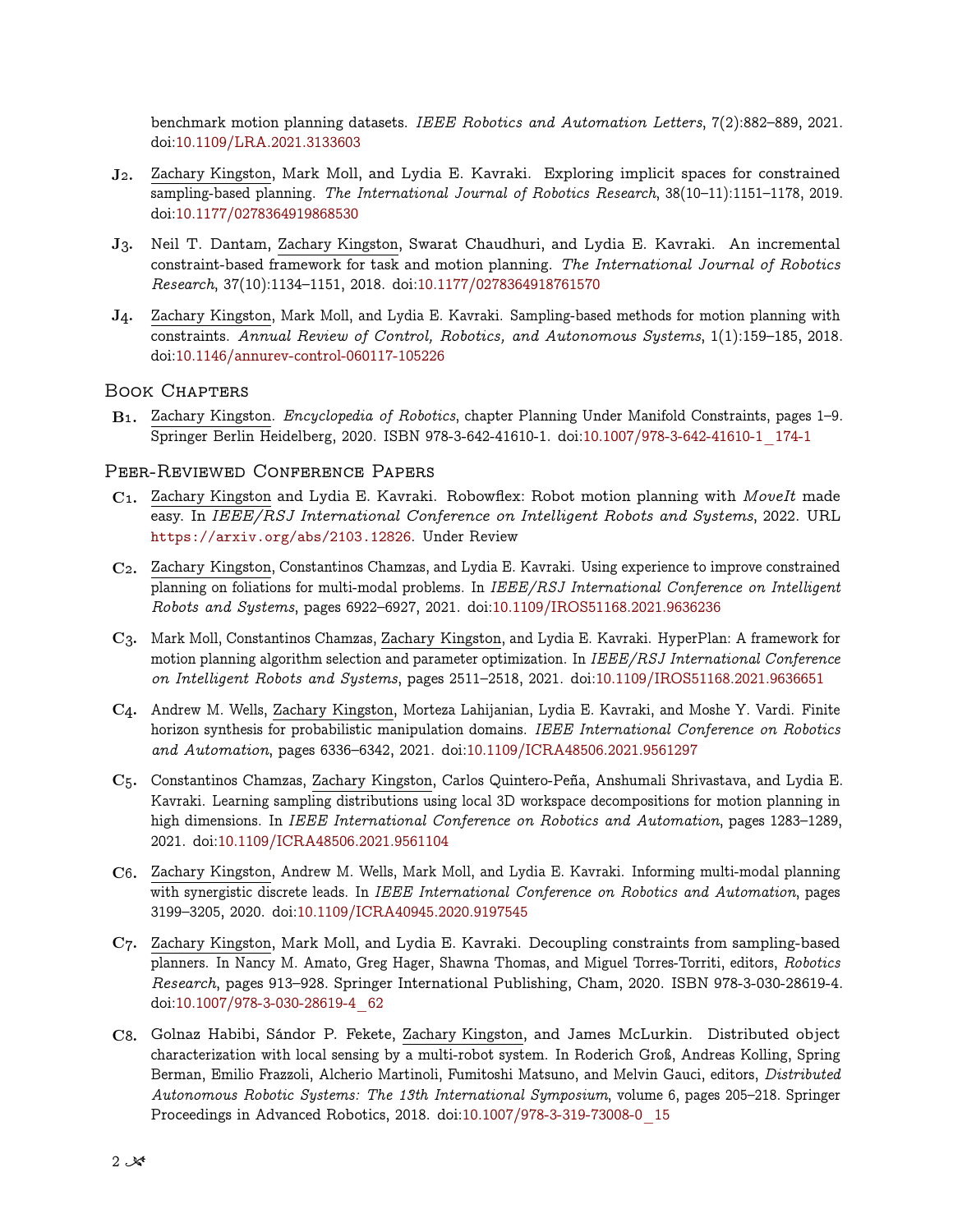benchmark motion planning datasets. *IEEE Robotics and Automation Letters*, 7(2):882–889, 2021. doi:10.1109/LRA.2021.3133603

**J2.** Zachary Kingston, Mark Moll, and Lydia E. Kavraki. Exploring implicit spaces for constrained sampling-based planning. *The International Journal of Robotics Research*, 38(10–11):1151–1178, 2019. doi:10.1177/0278364919868530

**J3.** Neil T. Dantam, Zachary Kingston, Swarat Chaudhuri, and Lydia E. Kavraki. An incremental constraint-based framework for task and motion planning. *The International Journal of Robotics Research*, 37(10):1134–1151, 2018. doi:10.1177/0278364918761570

**J4.** Zachary Kingston, Mark Moll, and Lydia E. Kavraki. Sampling-based methods for motion planning with constraints. *Annual Review of Control, Robotics, and Autonomous Systems*, 1(1):159–185, 2018. doi:10.1146/annurev-control-060117-105226

## Book Chapters

**B1.** Zachary Kingston. *Encyclopedia of Robotics*, chapter Planning Under Manifold Constraints, pages 1–9. Springer Berlin Heidelberg, 2020. ISBN 978-3-642-41610-1. doi:10.1007/978-3-642-41610-1_174-1

## Peer-Reviewed Conference Papers

**C1.** Zachary Kingston and Lydia E. Kavraki. Robowflex: Robot motion planning with *MoveIt* made easy. In *IEEE/RSJ International Conference on Intelligent Robots and Systems*, 2022. URL `https://arxiv.org/abs/2103.12826`. Under Review

**C2.** Zachary Kingston, Constantinos Chamzas, and Lydia E. Kavraki. Using experience to improve constrained planning on foliations for multi-modal problems. In *IEEE/RSJ International Conference on Intelligent Robots and Systems*, pages 6922–6927, 2021. doi:10.1109/IROS51168.2021.9636236

**C3.** Mark Moll, Constantinos Chamzas, Zachary Kingston, and Lydia E. Kavraki. HyperPlan: A framework for motion planning algorithm selection and parameter optimization. In *IEEE/RSJ International Conference on Intelligent Robots and Systems*, pages 2511–2518, 2021. doi:10.1109/IROS51168.2021.9636651

**C4.** Andrew M. Wells, Zachary Kingston, Morteza Lahijanian, Lydia E. Kavraki, and Moshe Y. Vardi. Finite horizon synthesis for probabilistic manipulation domains. *IEEE International Conference on Robotics and Automation*, pages 6336–6342, 2021. doi:10.1109/ICRA48506.2021.9561297

**C5.** Constantinos Chamzas, Zachary Kingston, Carlos Quintero-Peña, Anshumali Shrivastava, and Lydia E. Kavraki. Learning sampling distributions using local 3D workspace decompositions for motion planning in high dimensions. In *IEEE International Conference on Robotics and Automation*, pages 1283–1289, 2021. doi:10.1109/ICRA48506.2021.9561104

**C6.** Zachary Kingston, Andrew M. Wells, Mark Moll, and Lydia E. Kavraki. Informing multi-modal planning with synergistic discrete leads. In *IEEE International Conference on Robotics and Automation*, pages 3199–3205, 2020. doi:10.1109/ICRA40945.2020.9197545

**C7.** Zachary Kingston, Mark Moll, and Lydia E. Kavraki. Decoupling constraints from sampling-based planners. In Nancy M. Amato, Greg Hager, Shawna Thomas, and Miguel Torres-Torriti, editors, *Robotics Research*, pages 913–928. Springer International Publishing, Cham, 2020. ISBN 978-3-030-28619-4. doi:10.1007/978-3-030-28619-4_62

**C8.** Golnaz Habibi, Sándor P. Fekete, Zachary Kingston, and James McLurkin. Distributed object characterization with local sensing by a multi-robot system. In Roderich Groß, Andreas Kolling, Spring Berman, Emilio Frazzoli, Alcherio Martinoli, Fumitoshi Matsuno, and Melvin Gauci, editors, *Distributed Autonomous Robotic Systems: The 13th International Symposium*, volume 6, pages 205–218. Springer Proceedings in Advanced Robotics, 2018. doi:10.1007/978-3-319-73008-0_15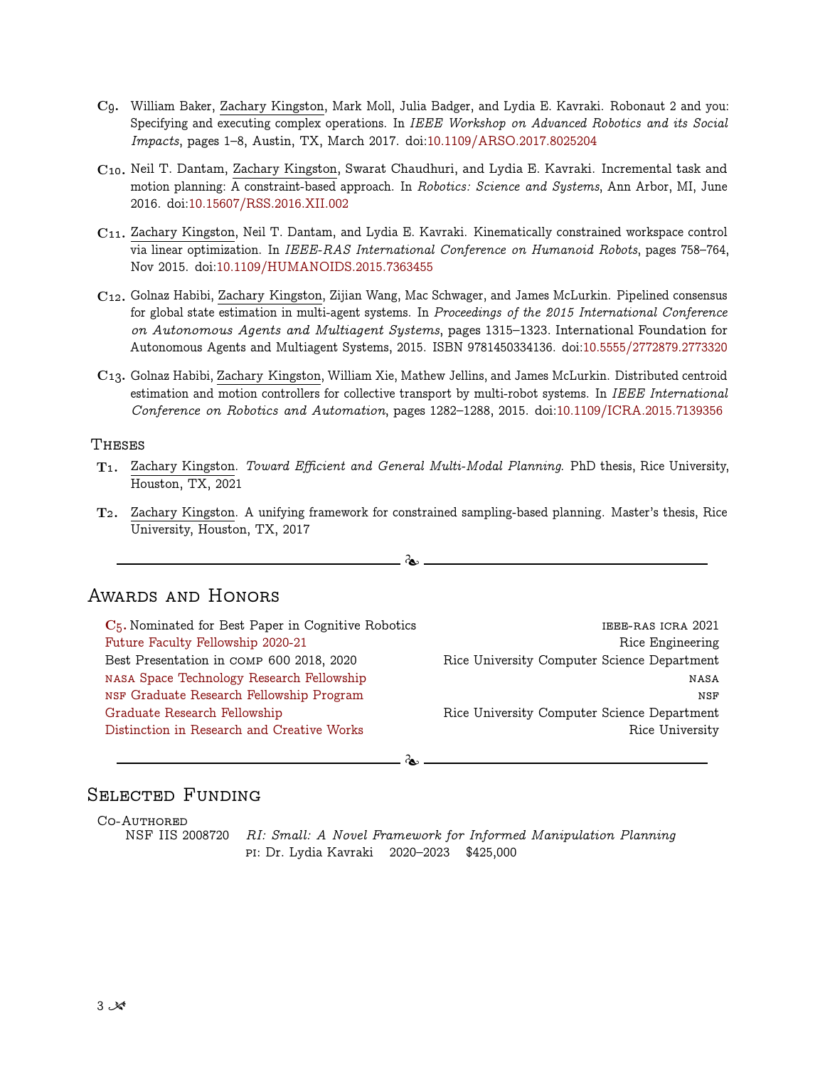**C9.** William Baker, Zachary Kingston, Mark Moll, Julia Badger, and Lydia E. Kavraki. Robonaut 2 and you: Specifying and executing complex operations. In *IEEE Workshop on Advanced Robotics and its Social Impacts*, pages 1–8, Austin, TX, March 2017. doi:10.1109/ARSO.2017.8025204

**C10.** Neil T. Dantam, Zachary Kingston, Swarat Chaudhuri, and Lydia E. Kavraki. Incremental task and motion planning: A constraint-based approach. In *Robotics: Science and Systems*, Ann Arbor, MI, June 2016. doi:10.15607/RSS.2016.XII.002

**C11.** Zachary Kingston, Neil T. Dantam, and Lydia E. Kavraki. Kinematically constrained workspace control via linear optimization. In *IEEE-RAS International Conference on Humanoid Robots*, pages 758–764, Nov 2015. doi:10.1109/HUMANOIDS.2015.7363455

**C12.** Golnaz Habibi, Zachary Kingston, Zijian Wang, Mac Schwager, and James McLurkin. Pipelined consensus for global state estimation in multi-agent systems. In *Proceedings of the 2015 International Conference on Autonomous Agents and Multiagent Systems*, pages 1315–1323. International Foundation for Autonomous Agents and Multiagent Systems, 2015. ISBN 9781450334136. doi:10.5555/2772879.2773320

**C13.** Golnaz Habibi, Zachary Kingston, William Xie, Mathew Jellins, and James McLurkin. Distributed centroid estimation and motion controllers for collective transport by multi-robot systems. In *IEEE International Conference on Robotics and Automation*, pages 1282–1288, 2015. doi:10.1109/ICRA.2015.7139356

### Theses

**T1.** Zachary Kingston. *Toward Efficient and General Multi-Modal Planning*. PhD thesis, Rice University, Houston, TX, 2021

**T2.** Zachary Kingston. A unifying framework for constrained sampling-based planning. Master's thesis, Rice University, Houston, TX, 2017

## Awards and Honors

| | |
|---|---|
| **C5.** Nominated for Best Paper in Cognitive Robotics | IEEE-RAS ICRA 2021 |
| Future Faculty Fellowship 2020-21 | Rice Engineering |
| Best Presentation in COMP 600 2018, 2020 | Rice University Computer Science Department |
| NASA Space Technology Research Fellowship | NASA |
| NSF Graduate Research Fellowship Program | NSF |
| Graduate Research Fellowship | Rice University Computer Science Department |
| Distinction in Research and Creative Works | Rice University |

## Selected Funding

### Co-Authored

NSF IIS 2008720 — *RI: Small: A Novel Framework for Informed Manipulation Planning*
PI: Dr. Lydia Kavraki  2020–2023  $425,000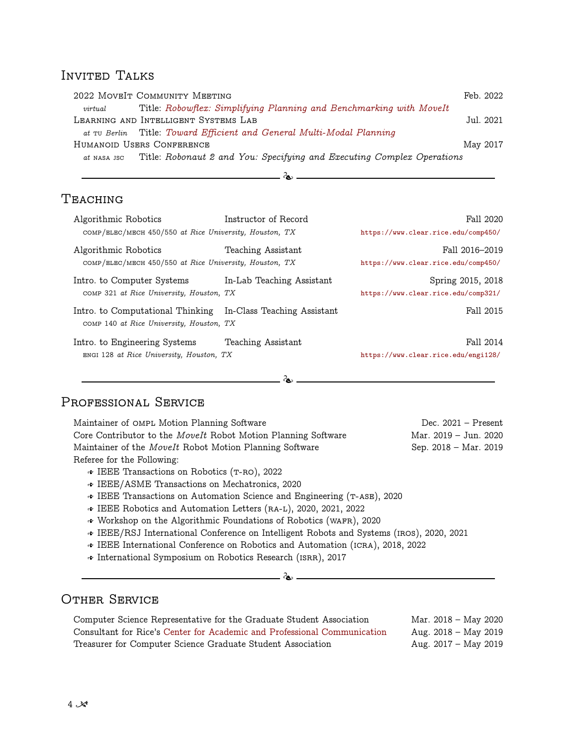## Invited Talks

**2022 MoveIt Community Meeting** — Feb. 2022
*virtual* — Title: *Robowflex: Simplifying Planning and Benchmarking with MoveIt*

**Learning and Intelligent Systems Lab** — Jul. 2021
*at TU Berlin* — Title: *Toward Efficient and General Multi-Modal Planning*

**Humanoid Users Conference** — May 2017
*at NASA JSC* — Title: *Robonaut 2 and You: Specifying and Executing Complex Operations*

---

## Teaching

**Algorithmic Robotics** — Instructor of Record — Fall 2020
COMP/ELEC/MECH 450/550 *at Rice University, Houston, TX* — https://www.clear.rice.edu/comp450/

**Algorithmic Robotics** — Teaching Assistant — Fall 2016–2019
COMP/ELEC/MECH 450/550 *at Rice University, Houston, TX* — https://www.clear.rice.edu/comp450/

**Intro. to Computer Systems** — In-Lab Teaching Assistant — Spring 2015, 2018
COMP 321 *at Rice University, Houston, TX* — https://www.clear.rice.edu/comp321/

**Intro. to Computational Thinking** — In-Class Teaching Assistant — Fall 2015
COMP 140 *at Rice University, Houston, TX*

**Intro. to Engineering Systems** — Teaching Assistant — Fall 2014
ENGI 128 *at Rice University, Houston, TX* — https://www.clear.rice.edu/engi128/

---

## Professional Service

Maintainer of OMPL Motion Planning Software — Dec. 2021 – Present
Core Contributor to the *MoveIt* Robot Motion Planning Software — Mar. 2019 – Jun. 2020
Maintainer of the *MoveIt* Robot Motion Planning Software — Sep. 2018 – Mar. 2019
Referee for the Following:

- IEEE Transactions on Robotics (T-RO), 2022
- IEEE/ASME Transactions on Mechatronics, 2020
- IEEE Transactions on Automation Science and Engineering (T-ASE), 2020
- IEEE Robotics and Automation Letters (RA-L), 2020, 2021, 2022
- Workshop on the Algorithmic Foundations of Robotics (WAFR), 2020
- IEEE/RSJ International Conference on Intelligent Robots and Systems (IROS), 2020, 2021
- IEEE International Conference on Robotics and Automation (ICRA), 2018, 2022
- International Symposium on Robotics Research (ISRR), 2017

---

## Other Service

Computer Science Representative for the Graduate Student Association — Mar. 2018 – May 2020
Consultant for Rice's Center for Academic and Professional Communication — Aug. 2018 – May 2019
Treasurer for Computer Science Graduate Student Association — Aug. 2017 – May 2019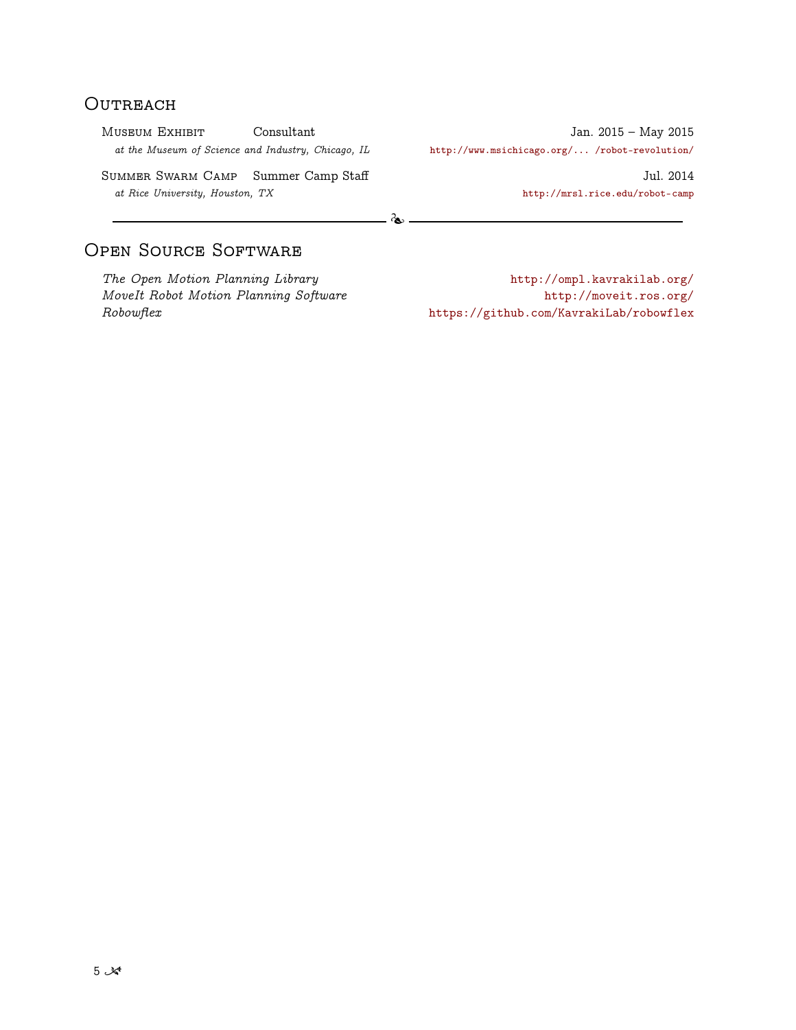## Outreach

**Museum Exhibit** Consultant — Jan. 2015 – May 2015
*at the Museum of Science and Industry, Chicago, IL* — http://www.msichicago.org/... /robot-revolution/

**Summer Swarm Camp** Summer Camp Staff — Jul. 2014
*at Rice University, Houston, TX* — http://mrsl.rice.edu/robot-camp

## Open Source Software

*The Open Motion Planning Library* — http://ompl.kavrakilab.org/
*MoveIt Robot Motion Planning Software* — http://moveit.ros.org/
*Robowflex* — https://github.com/KavrakiLab/robowflex